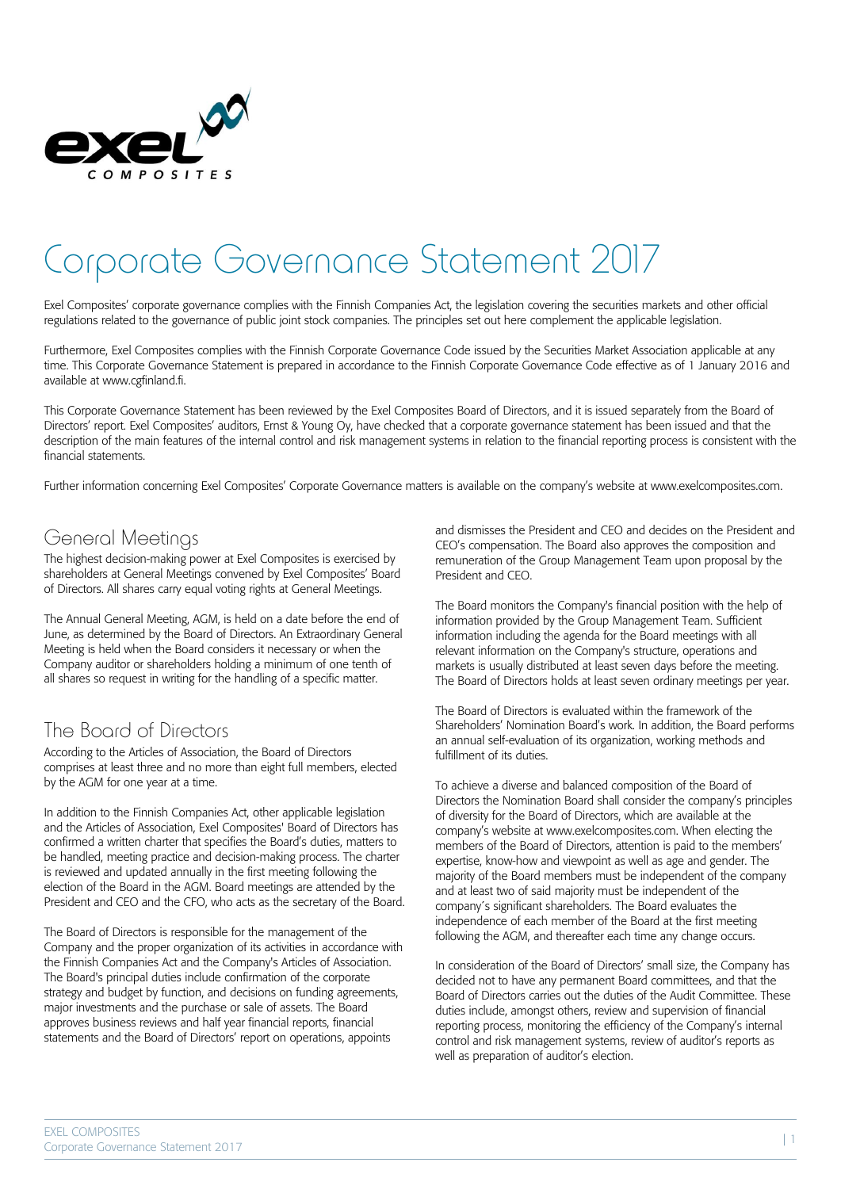# Corporate Governance Statement 2017

Exel Composites' corporate governance complies with the Finnish Companies Act, the legislation covering the securities markets and other official regulations related to the governance of public joint stock companies. The principles set out here complement the applicable legislation.

Furthermore, Exel Composites complies with the Finnish Corporate Governance Code issued by the Securities Market Association applicable at any time. This Corporate Governance Statement is prepared in accordance to the Finnish Corporate Governance Code effective as of 1 January 2016 and available at www.cgfinland.fi.

This Corporate Governance Statement has been reviewed by the Exel Composites Board of Directors, and it is issued separately from the Board of Directors' report. Exel Composites' auditors, Ernst & Young Oy, have checked that a corporate governance statement has been issued and that the description of the main features of the internal control and risk management systems in relation to the financial reporting process is consistent with the financial statements.

Further information concerning Exel Composites' Corporate Governance matters is available on the company's website at www.exelcomposites.com.

## General Meetings

The highest decision-making power at Exel Composites is exercised by shareholders at General Meetings convened by Exel Composites' Board of Directors. All shares carry equal voting rights at General Meetings.

The Annual General Meeting, AGM, is held on a date before the end of June, as determined by the Board of Directors. An Extraordinary General Meeting is held when the Board considers it necessary or when the Company auditor or shareholders holding a minimum of one tenth of all shares so request in writing for the handling of a specific matter.

## The Board of Directors

According to the Articles of Association, the Board of Directors comprises at least three and no more than eight full members, elected by the AGM for one year at a time.

In addition to the Finnish Companies Act, other applicable legislation and the Articles of Association, Exel Composites' Board of Directors has confirmed a written charter that specifies the Board's duties, matters to be handled, meeting practice and decision-making process. The charter is reviewed and updated annually in the first meeting following the election of the Board in the AGM. Board meetings are attended by the President and CEO and the CFO, who acts as the secretary of the Board.

The Board of Directors is responsible for the management of the Company and the proper organization of its activities in accordance with the Finnish Companies Act and the Company's Articles of Association. The Board's principal duties include confirmation of the corporate strategy and budget by function, and decisions on funding agreements, major investments and the purchase or sale of assets. The Board approves business reviews and half year financial reports, financial statements and the Board of Directors' report on operations, appoints and dismisses the President and CEO and decides on the President and CEO's compensation. The Board also approves the composition and remuneration of the Group Management Team upon proposal by the President and CEO.

The Board monitors the Company's financial position with the help of information provided by the Group Management Team. Sufficient information including the agenda for the Board meetings with all relevant information on the Company's structure, operations and markets is usually distributed at least seven days before the meeting. The Board of Directors holds at least seven ordinary meetings per year.

The Board of Directors is evaluated within the framework of the Shareholders' Nomination Board's work. In addition, the Board performs an annual self-evaluation of its organization, working methods and fulfillment of its duties.

To achieve a diverse and balanced composition of the Board of Directors the Nomination Board shall consider the company's principles of diversity for the Board of Directors, which are available at the company's website at www.exelcomposites.com. When electing the members of the Board of Directors, attention is paid to the members' expertise, know-how and viewpoint as well as age and gender. The majority of the Board members must be independent of the company and at least two of said majority must be independent of the company's significant shareholders. The Board evaluates the independence of each member of the Board at the first meeting following the AGM, and thereafter each time any change occurs.

In consideration of the Board of Directors' small size, the Company has decided not to have any permanent Board committees, and that the Board of Directors carries out the duties of the Audit Committee. These duties include, amongst others, review and supervision of financial reporting process, monitoring the efficiency of the Company's internal control and risk management systems, review of auditor's reports as well as preparation of auditor's election.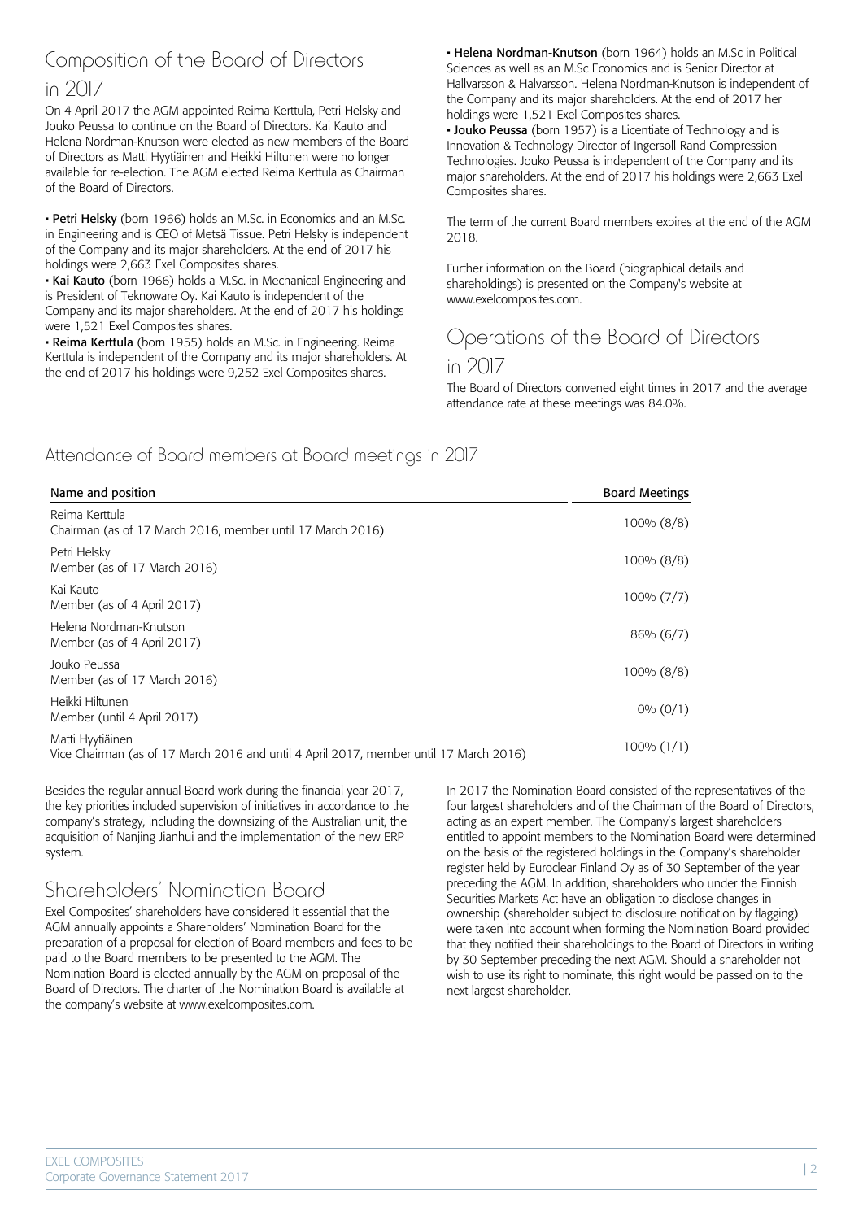## Composition of the Board of Directors in 2017

On 4 April 2017 the AGM appointed Reima Kerttula, Petri Helsky and Jouko Peussa to continue on the Board of Directors. Kai Kauto and Helena Nordman-Knutson were elected as new members of the Board of Directors as Matti Hyytiäinen and Heikki Hiltunen were no longer available for re-election. The AGM elected Reima Kerttula as Chairman of the Board of Directors.

- **Petri Helsky** (born 1966) holds an M.Sc. in Economics and an M.Sc. in Engineering and is CEO of Metsä Tissue. Petri Helsky is independent of the Company and its major shareholders. At the end of 2017 his holdings were 2,663 Exel Composites shares.
- **Kai Kauto** (born 1966) holds a M.Sc. in Mechanical Engineering and is President of Teknoware Oy. Kai Kauto is independent of the Company and its major shareholders. At the end of 2017 his holdings were 1,521 Exel Composites shares.
- **Reima Kerttula** (born 1955) holds an M.Sc. in Engineering. Reima Kerttula is independent of the Company and its major shareholders. At the end of 2017 his holdings were 9,252 Exel Composites shares.
- **Helena Nordman-Knutson** (born 1964) holds an M.Sc in Political Sciences as well as an M.Sc Economics and is Senior Director at Hallvarsson & Halvarsson. Helena Nordman-Knutson is independent of the Company and its major shareholders. At the end of 2017 her holdings were 1,521 Exel Composites shares.
- **Jouko Peussa** (born 1957) is a Licentiate of Technology and is Innovation & Technology Director of Ingersoll Rand Compression Technologies. Jouko Peussa is independent of the Company and its major shareholders. At the end of 2017 his holdings were 2,663 Exel Composites shares.

The term of the current Board members expires at the end of the AGM 2018.

Further information on the Board (biographical details and shareholdings) is presented on the Company's website at www.exelcomposites.com.

## Operations of the Board of Directors in 2017

The Board of Directors convened eight times in 2017 and the average attendance rate at these meetings was 84.0%.

### Attendance of Board members at Board meetings in 2017

| Name and position | Board Meetings |
|---|---|
| Reima Kerttula<br>Chairman (as of 17 March 2016, member until 17 March 2016) | 100% (8/8) |
| Petri Helsky<br>Member (as of 17 March 2016) | 100% (8/8) |
| Kai Kauto<br>Member (as of 4 April 2017) | 100% (7/7) |
| Helena Nordman-Knutson<br>Member (as of 4 April 2017) | 86% (6/7) |
| Jouko Peussa<br>Member (as of 17 March 2016) | 100% (8/8) |
| Heikki Hiltunen<br>Member (until 4 April 2017) | 0% (0/1) |
| Matti Hyytiäinen<br>Vice Chairman (as of 17 March 2016 and until 4 April 2017, member until 17 March 2016) | 100% (1/1) |

Besides the regular annual Board work during the financial year 2017, the key priorities included supervision of initiatives in accordance to the company's strategy, including the downsizing of the Australian unit, the acquisition of Nanjing Jianhui and the implementation of the new ERP system.

## Shareholders' Nomination Board

Exel Composites' shareholders have considered it essential that the AGM annually appoints a Shareholders' Nomination Board for the preparation of a proposal for election of Board members and fees to be paid to the Board members to be presented to the AGM. The Nomination Board is elected annually by the AGM on proposal of the Board of Directors. The charter of the Nomination Board is available at the company's website at www.exelcomposites.com.

In 2017 the Nomination Board consisted of the representatives of the four largest shareholders and of the Chairman of the Board of Directors, acting as an expert member. The Company's largest shareholders entitled to appoint members to the Nomination Board were determined on the basis of the registered holdings in the Company's shareholder register held by Euroclear Finland Oy as of 30 September of the year preceding the AGM. In addition, shareholders who under the Finnish Securities Markets Act have an obligation to disclose changes in ownership (shareholder subject to disclosure notification by flagging) were taken into account when forming the Nomination Board provided that they notified their shareholdings to the Board of Directors in writing by 30 September preceding the next AGM. Should a shareholder not wish to use its right to nominate, this right would be passed on to the next largest shareholder.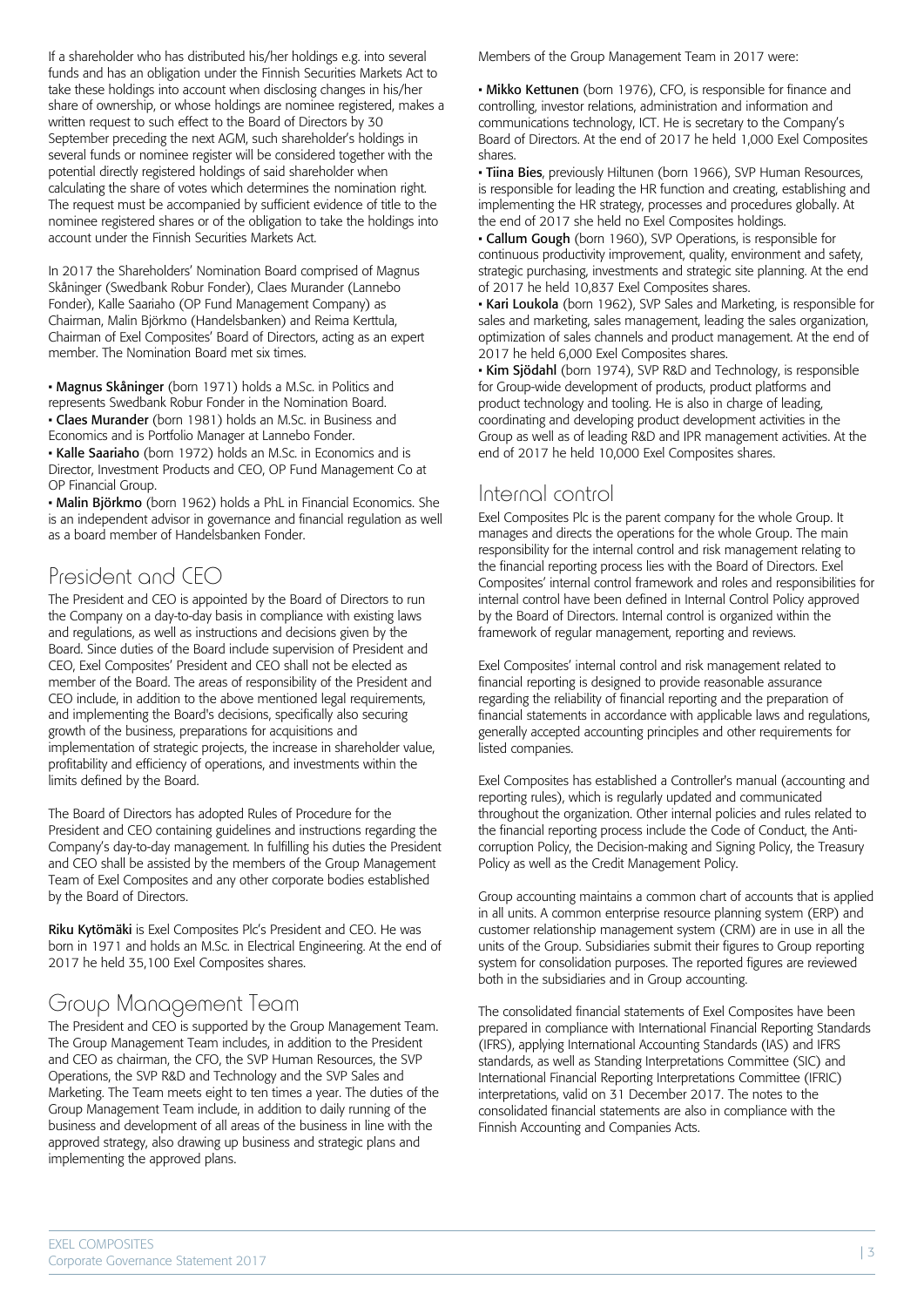If a shareholder who has distributed his/her holdings e.g. into several funds and has an obligation under the Finnish Securities Markets Act to take these holdings into account when disclosing changes in his/her share of ownership, or whose holdings are nominee registered, makes a written request to such effect to the Board of Directors by 30 September preceding the next AGM, such shareholder's holdings in several funds or nominee register will be considered together with the potential directly registered holdings of said shareholder when calculating the share of votes which determines the nomination right. The request must be accompanied by sufficient evidence of title to the nominee registered shares or of the obligation to take the holdings into account under the Finnish Securities Markets Act.

In 2017 the Shareholders' Nomination Board comprised of Magnus Skåninger (Swedbank Robur Fonder), Claes Murander (Lannebo Fonder), Kalle Saariaho (OP Fund Management Company) as Chairman, Malin Björkmo (Handelsbanken) and Reima Kerttula, Chairman of Exel Composites' Board of Directors, acting as an expert member. The Nomination Board met six times.

- **Magnus Skåninger** (born 1971) holds a M.Sc. in Politics and represents Swedbank Robur Fonder in the Nomination Board.
- **Claes Murander** (born 1981) holds an M.Sc. in Business and Economics and is Portfolio Manager at Lannebo Fonder.
- **Kalle Saariaho** (born 1972) holds an M.Sc. in Economics and is Director, Investment Products and CEO, OP Fund Management Co at OP Financial Group.
- **Malin Björkmo** (born 1962) holds a PhL in Financial Economics. She is an independent advisor in governance and financial regulation as well as a board member of Handelsbanken Fonder.

## President and CEO

The President and CEO is appointed by the Board of Directors to run the Company on a day-to-day basis in compliance with existing laws and regulations, as well as instructions and decisions given by the Board. Since duties of the Board include supervision of President and CEO, Exel Composites' President and CEO shall not be elected as member of the Board. The areas of responsibility of the President and CEO include, in addition to the above mentioned legal requirements, and implementing the Board's decisions, specifically also securing growth of the business, preparations for acquisitions and implementation of strategic projects, the increase in shareholder value, profitability and efficiency of operations, and investments within the limits defined by the Board.

The Board of Directors has adopted Rules of Procedure for the President and CEO containing guidelines and instructions regarding the Company's day-to-day management. In fulfilling his duties the President and CEO shall be assisted by the members of the Group Management Team of Exel Composites and any other corporate bodies established by the Board of Directors.

**Riku Kytömäki** is Exel Composites Plc's President and CEO. He was born in 1971 and holds an M.Sc. in Electrical Engineering. At the end of 2017 he held 35,100 Exel Composites shares.

## Group Management Team

The President and CEO is supported by the Group Management Team. The Group Management Team includes, in addition to the President and CEO as chairman, the CFO, the SVP Human Resources, the SVP Operations, the SVP R&D and Technology and the SVP Sales and Marketing. The Team meets eight to ten times a year. The duties of the Group Management Team include, in addition to daily running of the business and development of all areas of the business in line with the approved strategy, also drawing up business and strategic plans and implementing the approved plans.

Members of the Group Management Team in 2017 were:

- **Mikko Kettunen** (born 1976), CFO, is responsible for finance and controlling, investor relations, administration and information and communications technology, ICT. He is secretary to the Company's Board of Directors. At the end of 2017 he held 1,000 Exel Composites shares.
- **Tiina Bies**, previously Hiltunen (born 1966), SVP Human Resources, is responsible for leading the HR function and creating, establishing and implementing the HR strategy, processes and procedures globally. At the end of 2017 she held no Exel Composites holdings.
- **Callum Gough** (born 1960), SVP Operations, is responsible for continuous productivity improvement, quality, environment and safety, strategic purchasing, investments and strategic site planning. At the end of 2017 he held 10,837 Exel Composites shares.
- **Kari Loukola** (born 1962), SVP Sales and Marketing, is responsible for sales and marketing, sales management, leading the sales organization, optimization of sales channels and product management. At the end of 2017 he held 6,000 Exel Composites shares.
- **Kim Sjödahl** (born 1974), SVP R&D and Technology, is responsible for Group-wide development of products, product platforms and product technology and tooling. He is also in charge of leading, coordinating and developing product development activities in the Group as well as of leading R&D and IPR management activities. At the end of 2017 he held 10,000 Exel Composites shares.

## Internal control

Exel Composites Plc is the parent company for the whole Group. It manages and directs the operations for the whole Group. The main responsibility for the internal control and risk management relating to the financial reporting process lies with the Board of Directors. Exel Composites' internal control framework and roles and responsibilities for internal control have been defined in Internal Control Policy approved by the Board of Directors. Internal control is organized within the framework of regular management, reporting and reviews.

Exel Composites' internal control and risk management related to financial reporting is designed to provide reasonable assurance regarding the reliability of financial reporting and the preparation of financial statements in accordance with applicable laws and regulations, generally accepted accounting principles and other requirements for listed companies.

Exel Composites has established a Controller's manual (accounting and reporting rules), which is regularly updated and communicated throughout the organization. Other internal policies and rules related to the financial reporting process include the Code of Conduct, the Anti-corruption Policy, the Decision-making and Signing Policy, the Treasury Policy as well as the Credit Management Policy.

Group accounting maintains a common chart of accounts that is applied in all units. A common enterprise resource planning system (ERP) and customer relationship management system (CRM) are in use in all the units of the Group. Subsidiaries submit their figures to Group reporting system for consolidation purposes. The reported figures are reviewed both in the subsidiaries and in Group accounting.

The consolidated financial statements of Exel Composites have been prepared in compliance with International Financial Reporting Standards (IFRS), applying International Accounting Standards (IAS) and IFRS standards, as well as Standing Interpretations Committee (SIC) and International Financial Reporting Interpretations Committee (IFRIC) interpretations, valid on 31 December 2017. The notes to the consolidated financial statements are also in compliance with the Finnish Accounting and Companies Acts.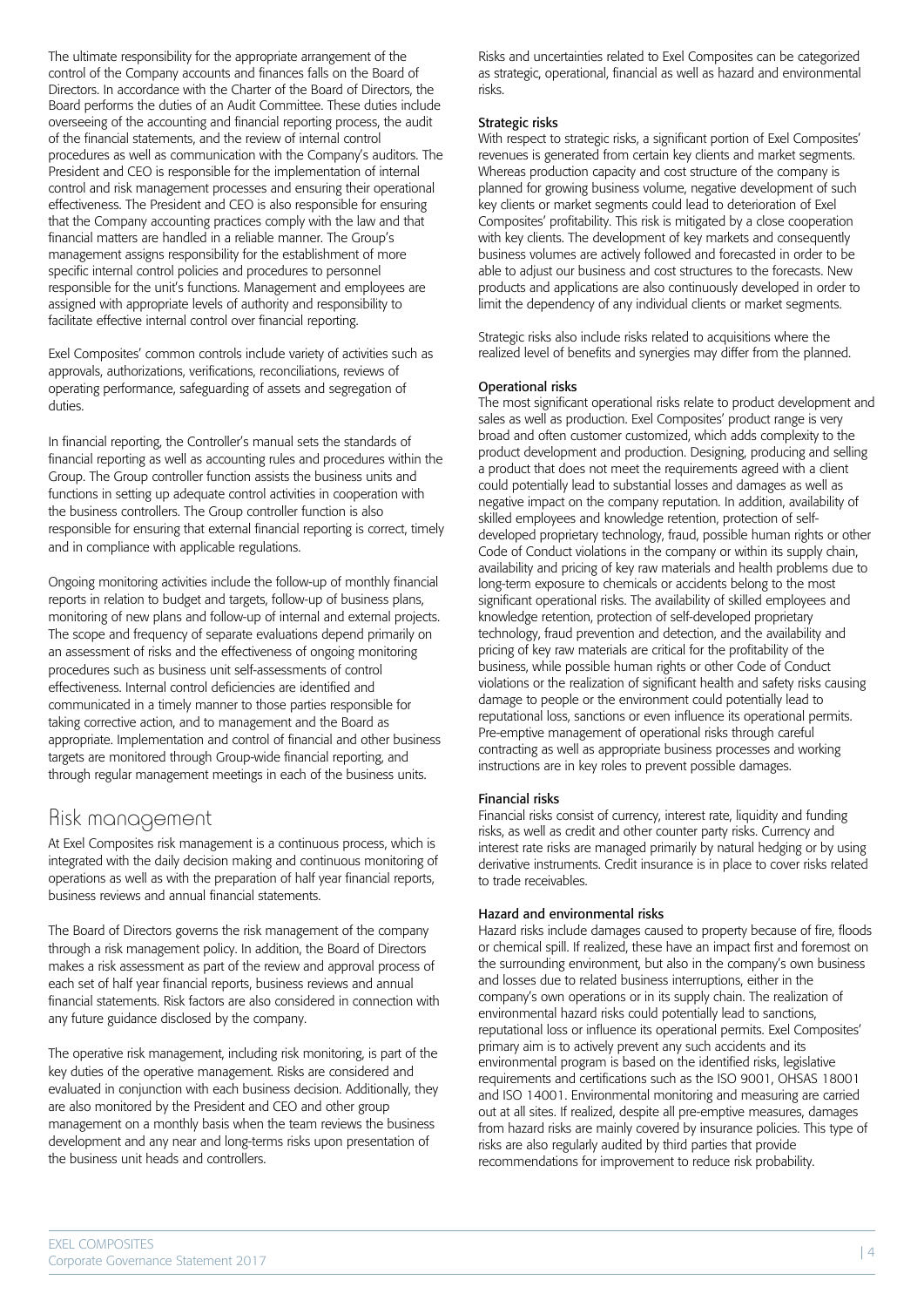The ultimate responsibility for the appropriate arrangement of the control of the Company accounts and finances falls on the Board of Directors. In accordance with the Charter of the Board of Directors, the Board performs the duties of an Audit Committee. These duties include overseeing of the accounting and financial reporting process, the audit of the financial statements, and the review of internal control procedures as well as communication with the Company's auditors. The President and CEO is responsible for the implementation of internal control and risk management processes and ensuring their operational effectiveness. The President and CEO is also responsible for ensuring that the Company accounting practices comply with the law and that financial matters are handled in a reliable manner. The Group's management assigns responsibility for the establishment of more specific internal control policies and procedures to personnel responsible for the unit's functions. Management and employees are assigned with appropriate levels of authority and responsibility to facilitate effective internal control over financial reporting.

Exel Composites' common controls include variety of activities such as approvals, authorizations, verifications, reconciliations, reviews of operating performance, safeguarding of assets and segregation of duties.

In financial reporting, the Controller's manual sets the standards of financial reporting as well as accounting rules and procedures within the Group. The Group controller function assists the business units and functions in setting up adequate control activities in cooperation with the business controllers. The Group controller function is also responsible for ensuring that external financial reporting is correct, timely and in compliance with applicable regulations.

Ongoing monitoring activities include the follow-up of monthly financial reports in relation to budget and targets, follow-up of business plans, monitoring of new plans and follow-up of internal and external projects. The scope and frequency of separate evaluations depend primarily on an assessment of risks and the effectiveness of ongoing monitoring procedures such as business unit self-assessments of control effectiveness. Internal control deficiencies are identified and communicated in a timely manner to those parties responsible for taking corrective action, and to management and the Board as appropriate. Implementation and control of financial and other business targets are monitored through Group-wide financial reporting, and through regular management meetings in each of the business units.

## Risk management

At Exel Composites risk management is a continuous process, which is integrated with the daily decision making and continuous monitoring of operations as well as with the preparation of half year financial reports, business reviews and annual financial statements.

The Board of Directors governs the risk management of the company through a risk management policy. In addition, the Board of Directors makes a risk assessment as part of the review and approval process of each set of half year financial reports, business reviews and annual financial statements. Risk factors are also considered in connection with any future guidance disclosed by the company.

The operative risk management, including risk monitoring, is part of the key duties of the operative management. Risks are considered and evaluated in conjunction with each business decision. Additionally, they are also monitored by the President and CEO and other group management on a monthly basis when the team reviews the business development and any near and long-terms risks upon presentation of the business unit heads and controllers.

Risks and uncertainties related to Exel Composites can be categorized as strategic, operational, financial as well as hazard and environmental risks.

### Strategic risks

With respect to strategic risks, a significant portion of Exel Composites' revenues is generated from certain key clients and market segments. Whereas production capacity and cost structure of the company is planned for growing business volume, negative development of such key clients or market segments could lead to deterioration of Exel Composites' profitability. This risk is mitigated by a close cooperation with key clients. The development of key markets and consequently business volumes are actively followed and forecasted in order to be able to adjust our business and cost structures to the forecasts. New products and applications are also continuously developed in order to limit the dependency of any individual clients or market segments.

Strategic risks also include risks related to acquisitions where the realized level of benefits and synergies may differ from the planned.

### Operational risks

The most significant operational risks relate to product development and sales as well as production. Exel Composites' product range is very broad and often customer customized, which adds complexity to the product development and production. Designing, producing and selling a product that does not meet the requirements agreed with a client could potentially lead to substantial losses and damages as well as negative impact on the company reputation. In addition, availability of skilled employees and knowledge retention, protection of self-developed proprietary technology, fraud, possible human rights or other Code of Conduct violations in the company or within its supply chain, availability and pricing of key raw materials and health problems due to long-term exposure to chemicals or accidents belong to the most significant operational risks. The availability of skilled employees and knowledge retention, protection of self-developed proprietary technology, fraud prevention and detection, and the availability and pricing of key raw materials are critical for the profitability of the business, while possible human rights or other Code of Conduct violations or the realization of significant health and safety risks causing damage to people or the environment could potentially lead to reputational loss, sanctions or even influence its operational permits. Pre-emptive management of operational risks through careful contracting as well as appropriate business processes and working instructions are in key roles to prevent possible damages.

### Financial risks

Financial risks consist of currency, interest rate, liquidity and funding risks, as well as credit and other counter party risks. Currency and interest rate risks are managed primarily by natural hedging or by using derivative instruments. Credit insurance is in place to cover risks related to trade receivables.

### Hazard and environmental risks

Hazard risks include damages caused to property because of fire, floods or chemical spill. If realized, these have an impact first and foremost on the surrounding environment, but also in the company's own business and losses due to related business interruptions, either in the company's own operations or in its supply chain. The realization of environmental hazard risks could potentially lead to sanctions, reputational loss or influence its operational permits. Exel Composites' primary aim is to actively prevent any such accidents and its environmental program is based on the identified risks, legislative requirements and certifications such as the ISO 9001, OHSAS 18001 and ISO 14001. Environmental monitoring and measuring are carried out at all sites. If realized, despite all pre-emptive measures, damages from hazard risks are mainly covered by insurance policies. This type of risks are also regularly audited by third parties that provide recommendations for improvement to reduce risk probability.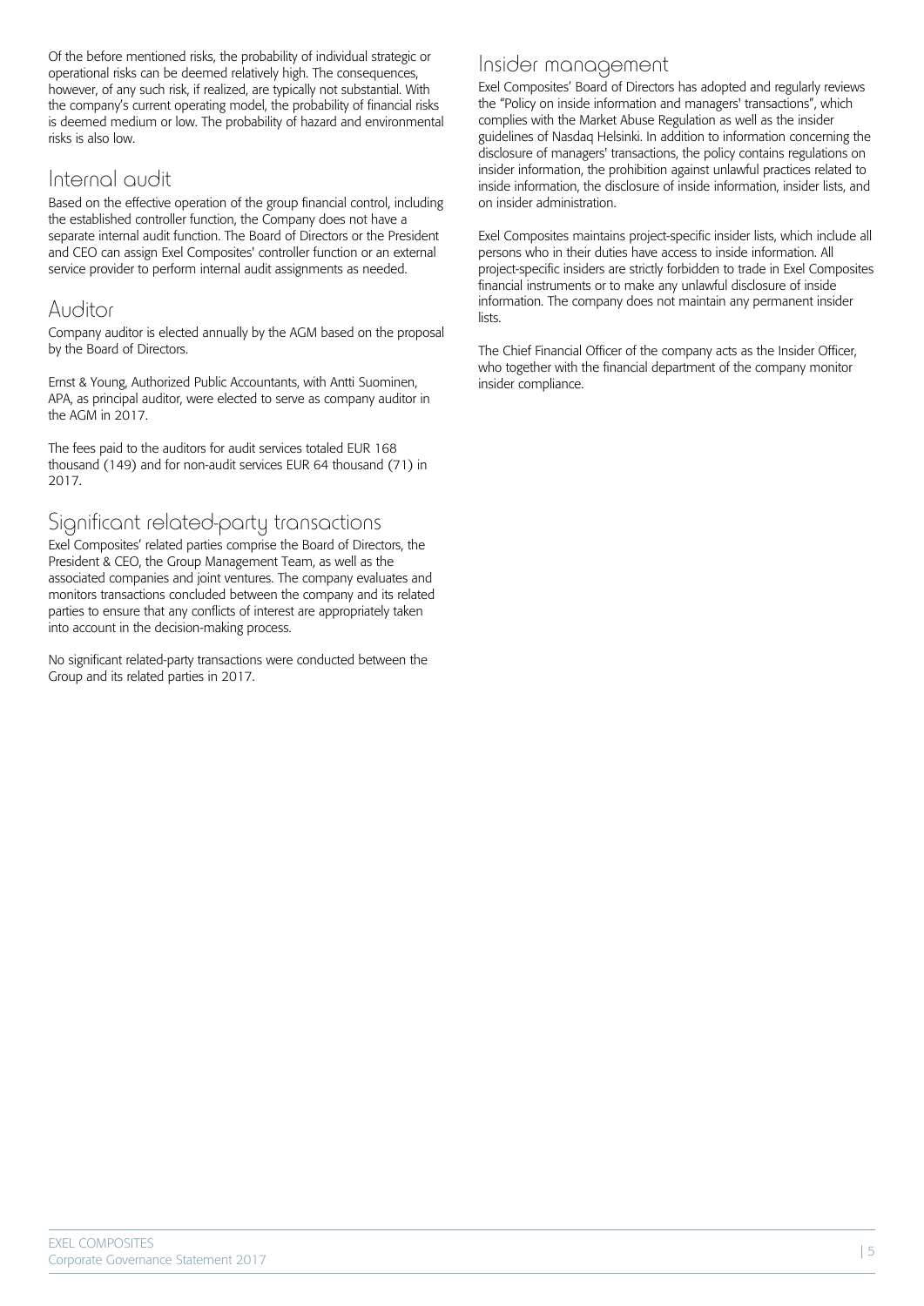Of the before mentioned risks, the probability of individual strategic or operational risks can be deemed relatively high. The consequences, however, of any such risk, if realized, are typically not substantial. With the company's current operating model, the probability of financial risks is deemed medium or low. The probability of hazard and environmental risks is also low.

## Internal audit

Based on the effective operation of the group financial control, including the established controller function, the Company does not have a separate internal audit function. The Board of Directors or the President and CEO can assign Exel Composites' controller function or an external service provider to perform internal audit assignments as needed.

## Auditor

Company auditor is elected annually by the AGM based on the proposal by the Board of Directors.

Ernst & Young, Authorized Public Accountants, with Antti Suominen, APA, as principal auditor, were elected to serve as company auditor in the AGM in 2017.

The fees paid to the auditors for audit services totaled EUR 168 thousand (149) and for non-audit services EUR 64 thousand (71) in 2017.

## Significant related-party transactions

Exel Composites' related parties comprise the Board of Directors, the President & CEO, the Group Management Team, as well as the associated companies and joint ventures. The company evaluates and monitors transactions concluded between the company and its related parties to ensure that any conflicts of interest are appropriately taken into account in the decision-making process.

No significant related-party transactions were conducted between the Group and its related parties in 2017.

## Insider management

Exel Composites' Board of Directors has adopted and regularly reviews the "Policy on inside information and managers' transactions", which complies with the Market Abuse Regulation as well as the insider guidelines of Nasdaq Helsinki. In addition to information concerning the disclosure of managers' transactions, the policy contains regulations on insider information, the prohibition against unlawful practices related to inside information, the disclosure of inside information, insider lists, and on insider administration.

Exel Composites maintains project-specific insider lists, which include all persons who in their duties have access to inside information. All project-specific insiders are strictly forbidden to trade in Exel Composites financial instruments or to make any unlawful disclosure of inside information. The company does not maintain any permanent insider lists.

The Chief Financial Officer of the company acts as the Insider Officer, who together with the financial department of the company monitor insider compliance.